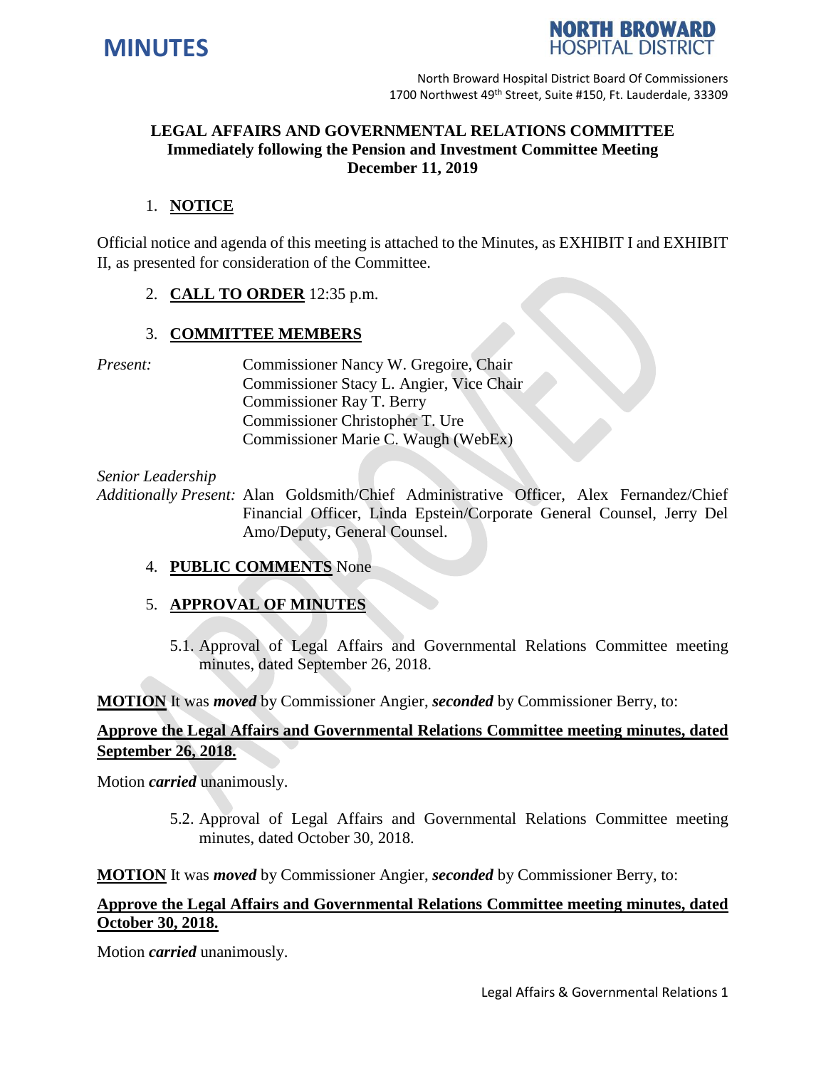# MINUTES

**NORTH BROWARD HOSPITAL DISTRICT**

North Broward Hospital District Board Of Commissioners
1700 Northwest 49th Street, Suite #150, Ft. Lauderdale, 33309

## LEGAL AFFAIRS AND GOVERNMENTAL RELATIONS COMMITTEE
**Immediately following the Pension and Investment Committee Meeting**
**December 11, 2019**

1. **NOTICE**

Official notice and agenda of this meeting is attached to the Minutes, as EXHIBIT I and EXHIBIT II, as presented for consideration of the Committee.

2. **CALL TO ORDER** 12:35 p.m.

3. **COMMITTEE MEMBERS**

*Present:*
Commissioner Nancy W. Gregoire, Chair
Commissioner Stacy L. Angier, Vice Chair
Commissioner Ray T. Berry
Commissioner Christopher T. Ure
Commissioner Marie C. Waugh (WebEx)

*Senior Leadership Additionally Present:* Alan Goldsmith/Chief Administrative Officer, Alex Fernandez/Chief Financial Officer, Linda Epstein/Corporate General Counsel, Jerry Del Amo/Deputy, General Counsel.

4. **PUBLIC COMMENTS** None

5. **APPROVAL OF MINUTES**

5.1. Approval of Legal Affairs and Governmental Relations Committee meeting minutes, dated September 26, 2018.

**MOTION** It was ***moved*** by Commissioner Angier, ***seconded*** by Commissioner Berry, to:

**Approve the Legal Affairs and Governmental Relations Committee meeting minutes, dated September 26, 2018.**

Motion ***carried*** unanimously.

5.2. Approval of Legal Affairs and Governmental Relations Committee meeting minutes, dated October 30, 2018.

**MOTION** It was ***moved*** by Commissioner Angier, ***seconded*** by Commissioner Berry, to:

**Approve the Legal Affairs and Governmental Relations Committee meeting minutes, dated October 30, 2018.**

Motion ***carried*** unanimously.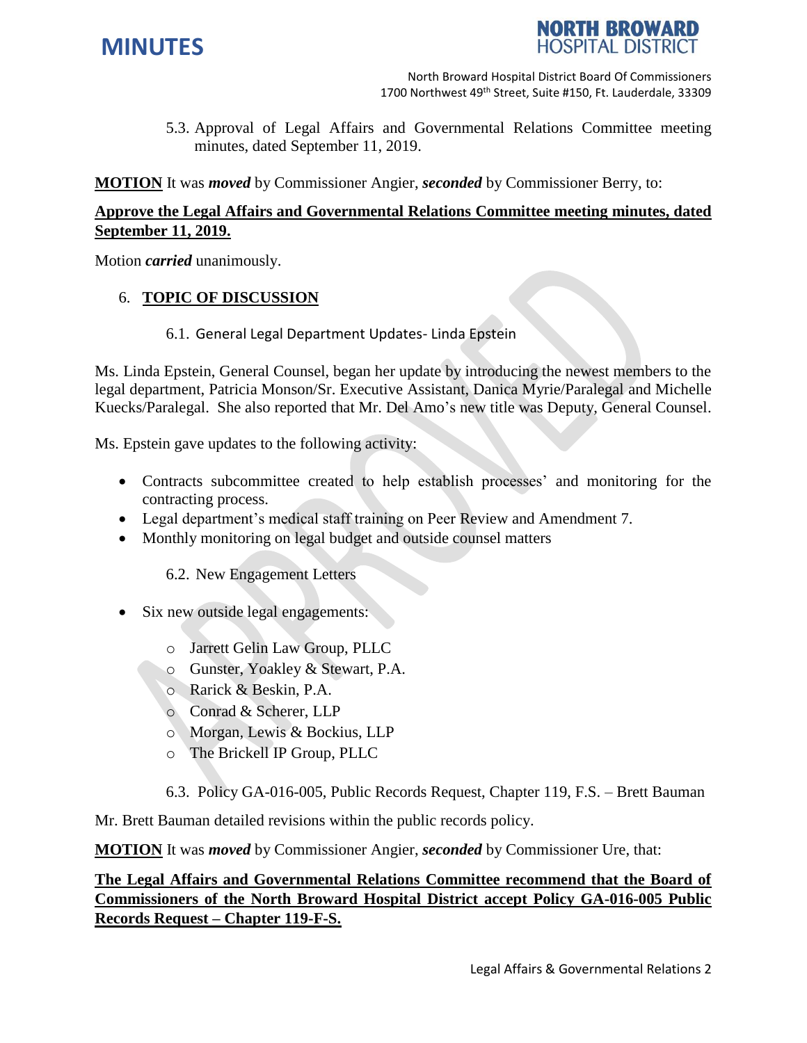5.3. Approval of Legal Affairs and Governmental Relations Committee meeting minutes, dated September 11, 2019.

**MOTION** It was ***moved*** by Commissioner Angier, ***seconded*** by Commissioner Berry, to:

**Approve the Legal Affairs and Governmental Relations Committee meeting minutes, dated September 11, 2019.**

Motion ***carried*** unanimously.

## 6. TOPIC OF DISCUSSION

### 6.1. General Legal Department Updates- Linda Epstein

Ms. Linda Epstein, General Counsel, began her update by introducing the newest members to the legal department, Patricia Monson/Sr. Executive Assistant, Danica Myrie/Paralegal and Michelle Kuecks/Paralegal. She also reported that Mr. Del Amo's new title was Deputy, General Counsel.

Ms. Epstein gave updates to the following activity:

- Contracts subcommittee created to help establish processes' and monitoring for the contracting process.
- Legal department's medical staff training on Peer Review and Amendment 7.
- Monthly monitoring on legal budget and outside counsel matters

### 6.2. New Engagement Letters

- Six new outside legal engagements:
  - Jarrett Gelin Law Group, PLLC
  - Gunster, Yoakley & Stewart, P.A.
  - Rarick & Beskin, P.A.
  - Conrad & Scherer, LLP
  - Morgan, Lewis & Bockius, LLP
  - The Brickell IP Group, PLLC

### 6.3. Policy GA-016-005, Public Records Request, Chapter 119, F.S. – Brett Bauman

Mr. Brett Bauman detailed revisions within the public records policy.

**MOTION** It was ***moved*** by Commissioner Angier, ***seconded*** by Commissioner Ure, that:

**The Legal Affairs and Governmental Relations Committee recommend that the Board of Commissioners of the North Broward Hospital District accept Policy GA-016-005 Public Records Request – Chapter 119-F-S.**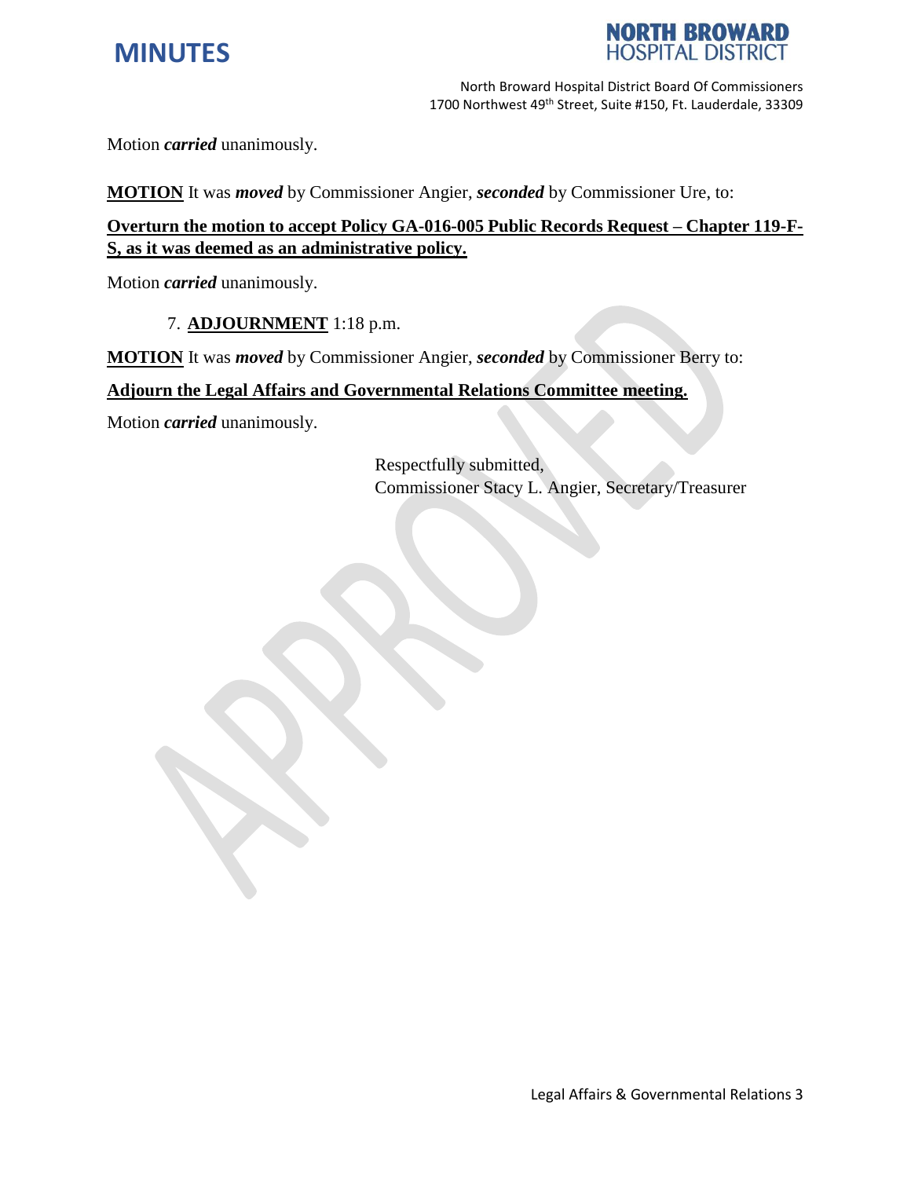Motion ***carried*** unanimously.

**<u>MOTION</u>** It was ***moved*** by Commissioner Angier, ***seconded*** by Commissioner Ure, to:

**<u>Overturn the motion to accept Policy GA-016-005 Public Records Request – Chapter 119-F-S, as it was deemed as an administrative policy.</u>**

Motion ***carried*** unanimously.

7. **<u>ADJOURNMENT</u>** 1:18 p.m.

**<u>MOTION</u>** It was ***moved*** by Commissioner Angier, ***seconded*** by Commissioner Berry to:

**<u>Adjourn the Legal Affairs and Governmental Relations Committee meeting.</u>**

Motion ***carried*** unanimously.

Respectfully submitted,
Commissioner Stacy L. Angier, Secretary/Treasurer